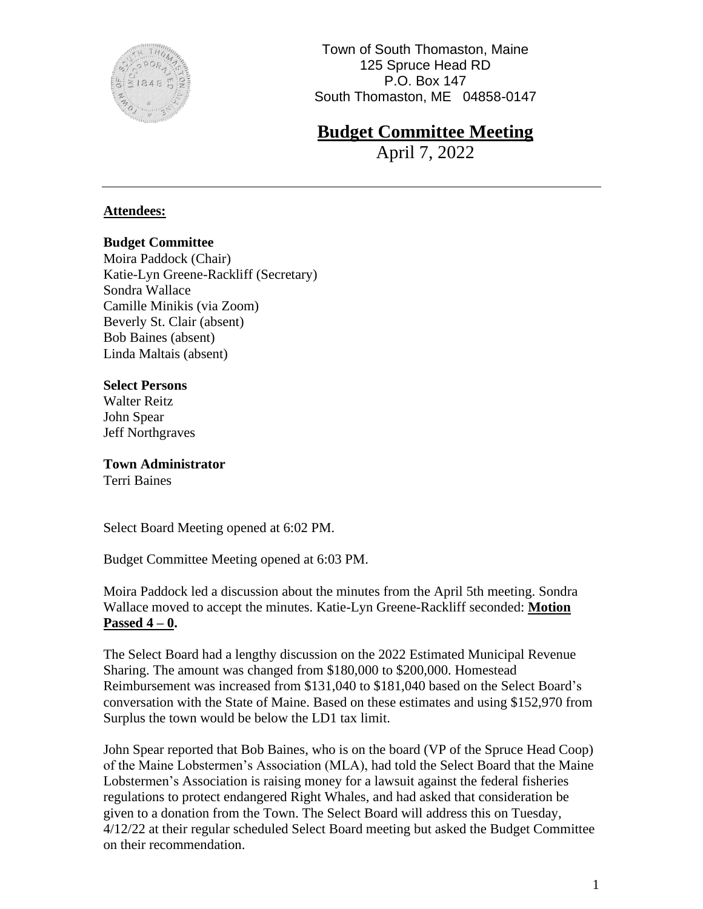Town of South Thomaston, Maine
125 Spruce Head RD
P.O. Box 147
South Thomaston, ME 04858-0147

# Budget Committee Meeting

April 7, 2022

---

**Attendees:**

**Budget Committee**
Moira Paddock (Chair)
Katie-Lyn Greene-Rackliff (Secretary)
Sondra Wallace
Camille Minikis (via Zoom)
Beverly St. Clair (absent)
Bob Baines (absent)
Linda Maltais (absent)

**Select Persons**
Walter Reitz
John Spear
Jeff Northgraves

**Town Administrator**
Terri Baines

Select Board Meeting opened at 6:02 PM.

Budget Committee Meeting opened at 6:03 PM.

Moira Paddock led a discussion about the minutes from the April 5th meeting. Sondra Wallace moved to accept the minutes. Katie-Lyn Greene-Rackliff seconded: **Motion Passed 4 – 0.**

The Select Board had a lengthy discussion on the 2022 Estimated Municipal Revenue Sharing. The amount was changed from $180,000 to $200,000. Homestead Reimbursement was increased from $131,040 to $181,040 based on the Select Board's conversation with the State of Maine. Based on these estimates and using $152,970 from Surplus the town would be below the LD1 tax limit.

John Spear reported that Bob Baines, who is on the board (VP of the Spruce Head Coop) of the Maine Lobstermen's Association (MLA), had told the Select Board that the Maine Lobstermen's Association is raising money for a lawsuit against the federal fisheries regulations to protect endangered Right Whales, and had asked that consideration be given to a donation from the Town. The Select Board will address this on Tuesday, 4/12/22 at their regular scheduled Select Board meeting but asked the Budget Committee on their recommendation.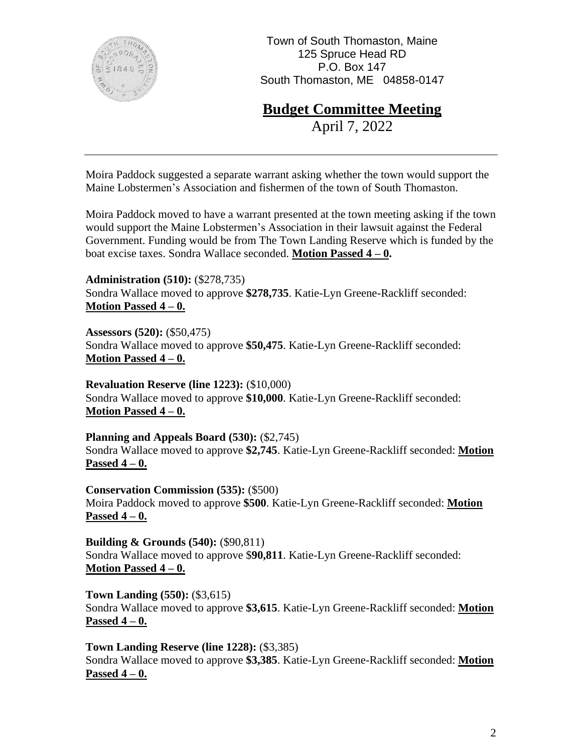Town of South Thomaston, Maine
125 Spruce Head RD
P.O. Box 147
South Thomaston, ME 04858-0147

# Budget Committee Meeting

April 7, 2022

---

Moira Paddock suggested a separate warrant asking whether the town would support the Maine Lobstermen's Association and fishermen of the town of South Thomaston.

Moira Paddock moved to have a warrant presented at the town meeting asking if the town would support the Maine Lobstermen's Association in their lawsuit against the Federal Government. Funding would be from The Town Landing Reserve which is funded by the boat excise taxes. Sondra Wallace seconded. **Motion Passed 4 – 0.**

**Administration (510):** ($278,735)
Sondra Wallace moved to approve **$278,735**. Katie-Lyn Greene-Rackliff seconded: **Motion Passed 4 – 0.**

**Assessors (520):** ($50,475)
Sondra Wallace moved to approve **$50,475**. Katie-Lyn Greene-Rackliff seconded: **Motion Passed 4 – 0.**

**Revaluation Reserve (line 1223):** ($10,000)
Sondra Wallace moved to approve **$10,000**. Katie-Lyn Greene-Rackliff seconded: **Motion Passed 4 – 0.**

**Planning and Appeals Board (530):** ($2,745)
Sondra Wallace moved to approve **$2,745**. Katie-Lyn Greene-Rackliff seconded: **Motion Passed 4 – 0.**

**Conservation Commission (535):** ($500)
Moira Paddock moved to approve **$500**. Katie-Lyn Greene-Rackliff seconded: **Motion Passed 4 – 0.**

**Building & Grounds (540):** ($90,811)
Sondra Wallace moved to approve $**90,811**. Katie-Lyn Greene-Rackliff seconded: **Motion Passed 4 – 0.**

**Town Landing (550):** ($3,615)
Sondra Wallace moved to approve **$3,615**. Katie-Lyn Greene-Rackliff seconded: **Motion Passed 4 – 0.**

**Town Landing Reserve (line 1228):** ($3,385)
Sondra Wallace moved to approve **$3,385**. Katie-Lyn Greene-Rackliff seconded: **Motion Passed 4 – 0.**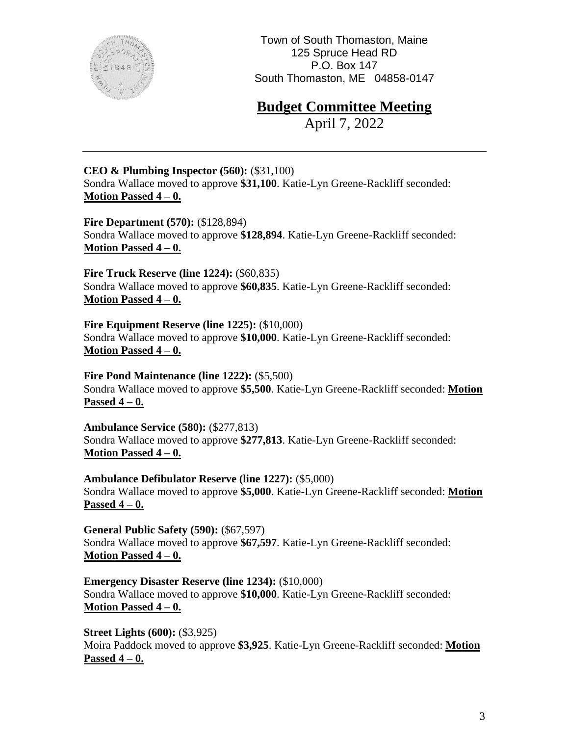Town of South Thomaston, Maine
125 Spruce Head RD
P.O. Box 147
South Thomaston, ME 04858-0147

# Budget Committee Meeting

April 7, 2022

---

**CEO & Plumbing Inspector (560):** ($31,100)
Sondra Wallace moved to approve **$31,100**. Katie-Lyn Greene-Rackliff seconded: **Motion Passed 4 – 0.**

**Fire Department (570):** ($128,894)
Sondra Wallace moved to approve **$128,894**. Katie-Lyn Greene-Rackliff seconded: **Motion Passed 4 – 0.**

**Fire Truck Reserve (line 1224):** ($60,835)
Sondra Wallace moved to approve **$60,835**. Katie-Lyn Greene-Rackliff seconded: **Motion Passed 4 – 0.**

**Fire Equipment Reserve (line 1225):** ($10,000)
Sondra Wallace moved to approve **$10,000**. Katie-Lyn Greene-Rackliff seconded: **Motion Passed 4 – 0.**

**Fire Pond Maintenance (line 1222):** ($5,500)
Sondra Wallace moved to approve **$5,500**. Katie-Lyn Greene-Rackliff seconded: **Motion Passed 4 – 0.**

**Ambulance Service (580):** ($277,813)
Sondra Wallace moved to approve **$277,813**. Katie-Lyn Greene-Rackliff seconded: **Motion Passed 4 – 0.**

**Ambulance Defibulator Reserve (line 1227):** ($5,000)
Sondra Wallace moved to approve **$5,000**. Katie-Lyn Greene-Rackliff seconded: **Motion Passed 4 – 0.**

**General Public Safety (590):** ($67,597)
Sondra Wallace moved to approve **$67,597**. Katie-Lyn Greene-Rackliff seconded: **Motion Passed 4 – 0.**

**Emergency Disaster Reserve (line 1234):** ($10,000)
Sondra Wallace moved to approve **$10,000**. Katie-Lyn Greene-Rackliff seconded: **Motion Passed 4 – 0.**

**Street Lights (600):** ($3,925)
Moira Paddock moved to approve **$3,925**. Katie-Lyn Greene-Rackliff seconded: **Motion Passed 4 – 0.**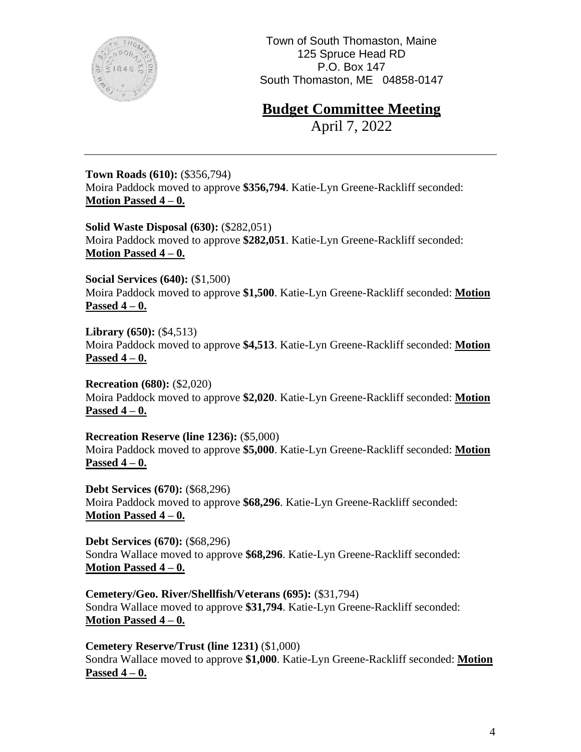Town of South Thomaston, Maine
125 Spruce Head RD
P.O. Box 147
South Thomaston, ME 04858-0147

# Budget Committee Meeting

April 7, 2022

---

**Town Roads (610):** ($356,794)
Moira Paddock moved to approve **$356,794**. Katie-Lyn Greene-Rackliff seconded: **Motion Passed 4 – 0.**

**Solid Waste Disposal (630):** ($282,051)
Moira Paddock moved to approve **$282,051**. Katie-Lyn Greene-Rackliff seconded: **Motion Passed 4 – 0.**

**Social Services (640):** ($1,500)
Moira Paddock moved to approve **$1,500**. Katie-Lyn Greene-Rackliff seconded: **Motion Passed 4 – 0.**

**Library (650):** ($4,513)
Moira Paddock moved to approve **$4,513**. Katie-Lyn Greene-Rackliff seconded: **Motion Passed 4 – 0.**

**Recreation (680):** ($2,020)
Moira Paddock moved to approve **$2,020**. Katie-Lyn Greene-Rackliff seconded: **Motion Passed 4 – 0.**

**Recreation Reserve (line 1236):** ($5,000)
Moira Paddock moved to approve **$5,000**. Katie-Lyn Greene-Rackliff seconded: **Motion Passed 4 – 0.**

**Debt Services (670):** ($68,296)
Moira Paddock moved to approve **$68,296**. Katie-Lyn Greene-Rackliff seconded: **Motion Passed 4 – 0.**

**Debt Services (670):** ($68,296)
Sondra Wallace moved to approve **$68,296**. Katie-Lyn Greene-Rackliff seconded: **Motion Passed 4 – 0.**

**Cemetery/Geo. River/Shellfish/Veterans (695):** ($31,794)
Sondra Wallace moved to approve **$31,794**. Katie-Lyn Greene-Rackliff seconded: **Motion Passed 4 – 0.**

**Cemetery Reserve/Trust (line 1231)** ($1,000)
Sondra Wallace moved to approve **$1,000**. Katie-Lyn Greene-Rackliff seconded: **Motion Passed 4 – 0.**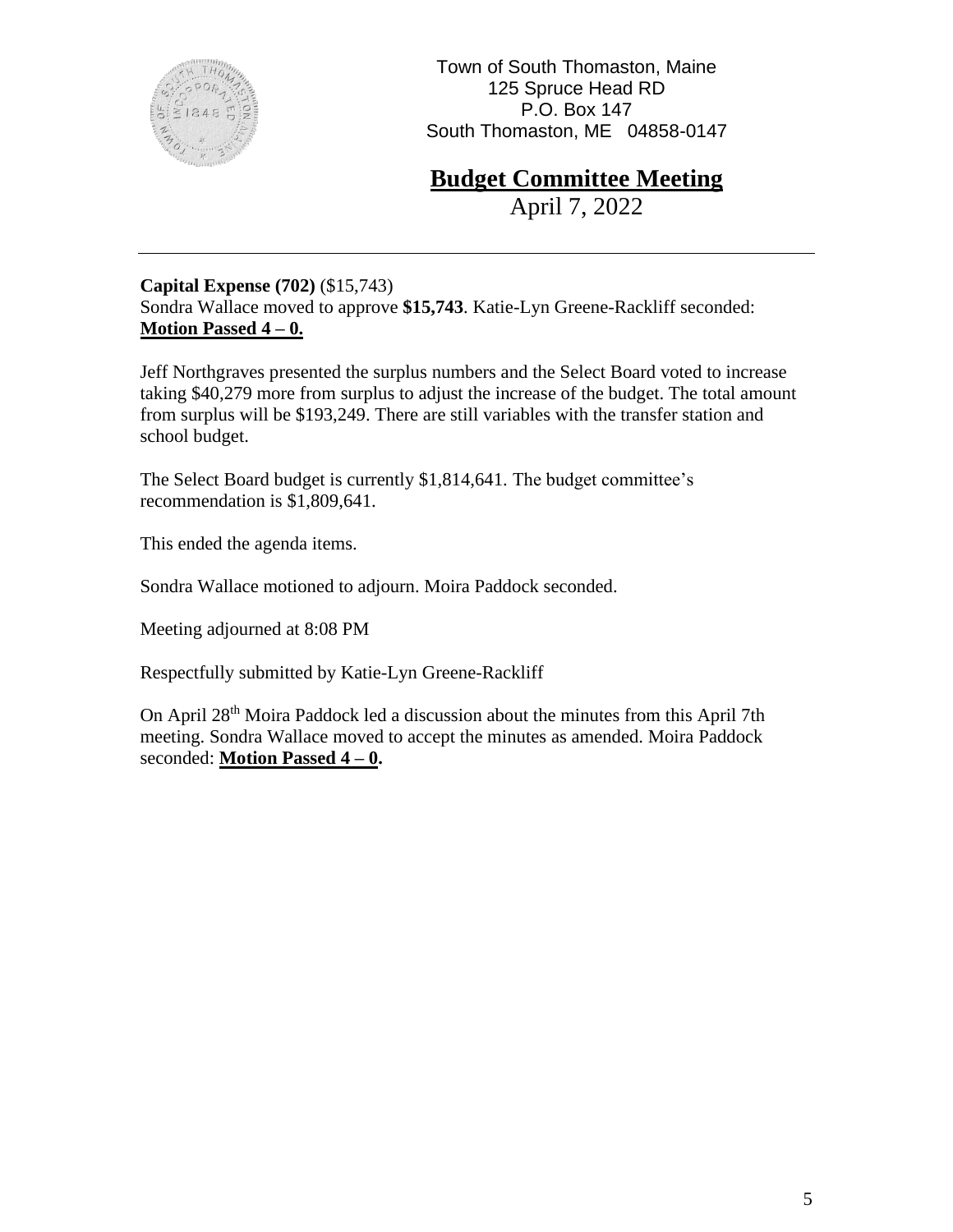Town of South Thomaston, Maine
125 Spruce Head RD
P.O. Box 147
South Thomaston, ME 04858-0147

# Budget Committee Meeting

April 7, 2022

---

**Capital Expense (702)** ($15,743)
Sondra Wallace moved to approve **$15,743**. Katie-Lyn Greene-Rackliff seconded: **Motion Passed 4 – 0.**

Jeff Northgraves presented the surplus numbers and the Select Board voted to increase taking $40,279 more from surplus to adjust the increase of the budget. The total amount from surplus will be $193,249. There are still variables with the transfer station and school budget.

The Select Board budget is currently $1,814,641. The budget committee's recommendation is $1,809,641.

This ended the agenda items.

Sondra Wallace motioned to adjourn. Moira Paddock seconded.

Meeting adjourned at 8:08 PM

Respectfully submitted by Katie-Lyn Greene-Rackliff

On April 28th Moira Paddock led a discussion about the minutes from this April 7th meeting. Sondra Wallace moved to accept the minutes as amended. Moira Paddock seconded: **Motion Passed 4 – 0.**